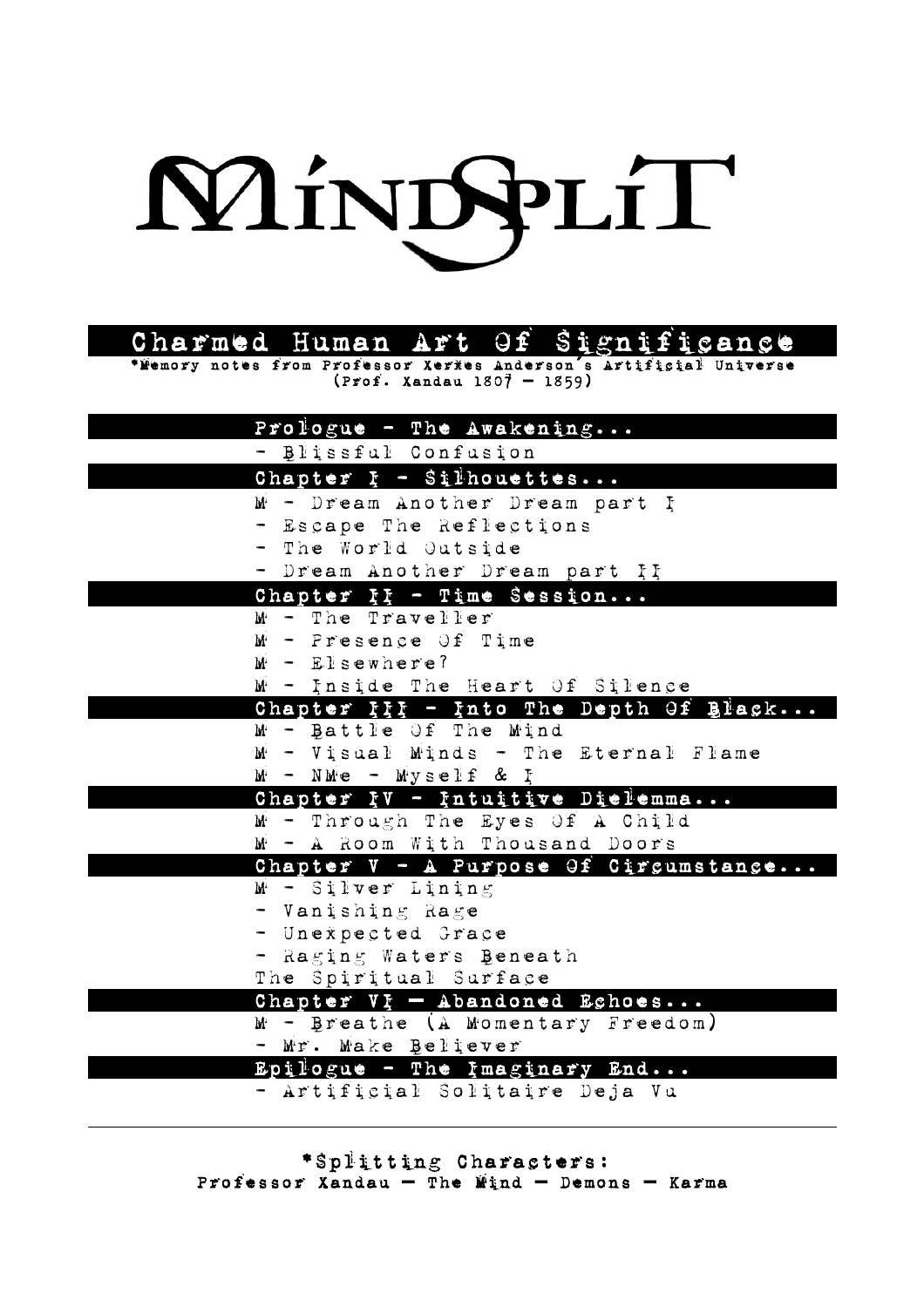# MINDSPLIT

## Charmed Human Art Of Significance

*Memory notes from Professor Xerxes Anderson's Artificial Universe
(Prof. Xandau 1807 – 1859)

### Prologue - The Awakening...

- Blissful Confusion

### Chapter I - Silhouettes...

M - Dream Another Dream part I
- Escape The Reflections
- The World Outside
- Dream Another Dream part II

### Chapter II - Time Session...

M - The Traveller
M - Presence Of Time
M - Elsewhere?
M - Inside The Heart Of Silence

### Chapter III - Into The Depth Of Black...

M - Battle Of The Mind
M - Visual Minds - The Eternal Flame
M - NMe - Myself & I

### Chapter IV - Intuitive Dielemma...

M - Through The Eyes Of A Child
M - A Room With Thousand Doors

### Chapter V - A Purpose Of Circumstance...

M - Silver Lining
- Vanishing Rage
- Unexpected Grace
- Raging Waters Beneath
The Spiritual Surface

### Chapter VI – Abandoned Echoes...

M - Breathe (A Momentary Freedom)
- Mr. Make Believer

### Epilogue - The Imaginary End...

- Artificial Solitaire Deja Vu

---

*Splitting Characters:
Professor Xandau – The Mind – Demons – Karma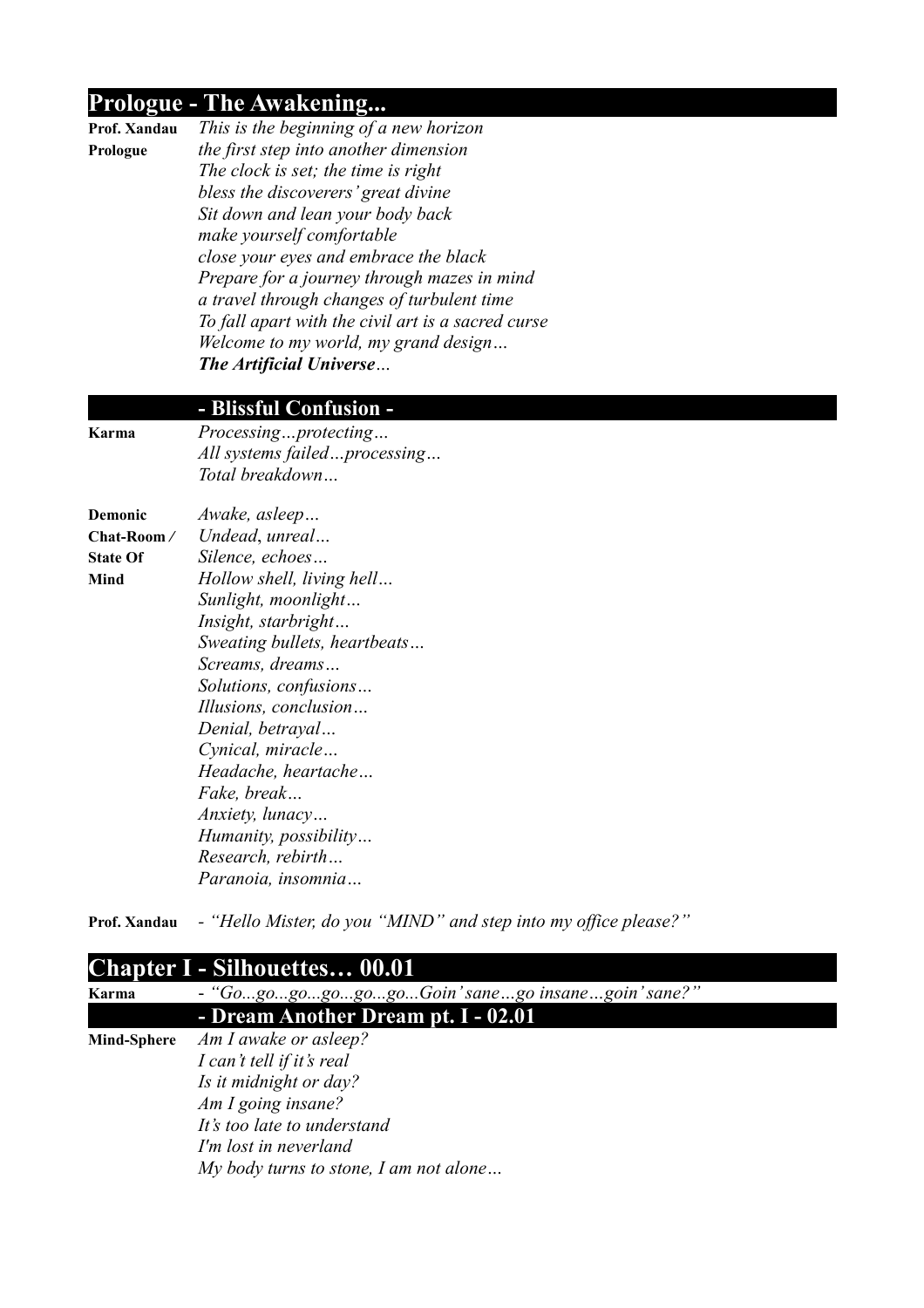## Prologue - The Awakening...

**Prof. Xandau Prologue**
*This is the beginning of a new horizon*
*the first step into another dimension*
*The clock is set; the time is right*
*bless the discoverers' great divine*
*Sit down and lean your body back*
*make yourself comfortable*
*close your eyes and embrace the black*
*Prepare for a journey through mazes in mind*
*a travel through changes of turbulent time*
*To fall apart with the civil art is a sacred curse*
*Welcome to my world, my grand design…*
***The Artificial Universe…***

### - Blissful Confusion -

**Karma**
*Processing…protecting…*
*All systems failed…processing…*
*Total breakdown…*

**Demonic Chat-Room / State Of Mind**
*Awake, asleep…*
*Undead, unreal…*
*Silence, echoes…*
*Hollow shell, living hell…*
*Sunlight, moonlight…*
*Insight, starbright…*
*Sweating bullets, heartbeats…*
*Screams, dreams…*
*Solutions, confusions…*
*Illusions, conclusion…*
*Denial, betrayal…*
*Cynical, miracle…*
*Headache, heartache…*
*Fake, break…*
*Anxiety, lunacy…*
*Humanity, possibility…*
*Research, rebirth…*
*Paranoia, insomnia…*

**Prof. Xandau** - *"Hello Mister, do you "MIND" and step into my office please?"*

## Chapter I - Silhouettes… 00.01

**Karma** - *"Go...go...go...go...go...go...Goin' sane…go insane…goin' sane?"*

### - Dream Another Dream pt. I - 02.01

**Mind-Sphere**
*Am I awake or asleep?*
*I can't tell if it's real*
*Is it midnight or day?*
*Am I going insane?*
*It's too late to understand*
*I'm lost in neverland*
*My body turns to stone, I am not alone…*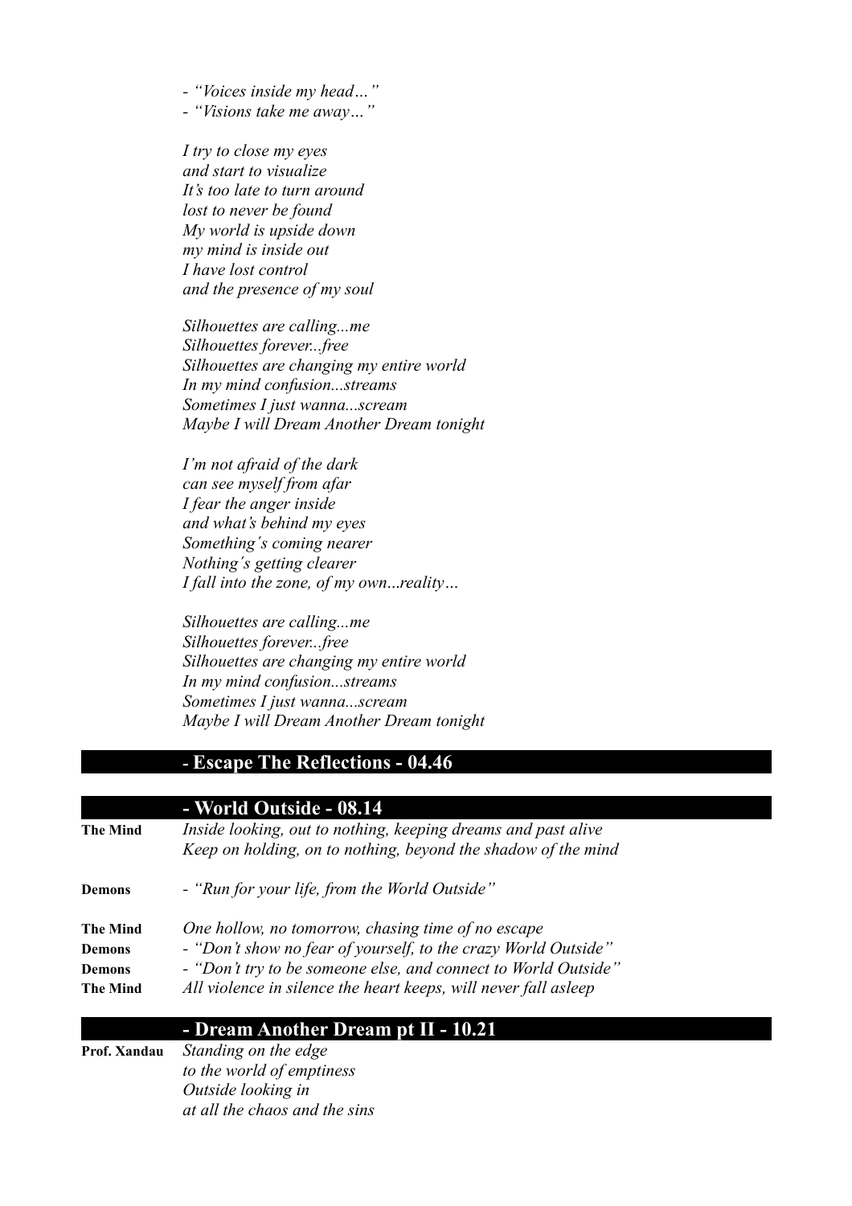- *"Voices inside my head…"*
- *"Visions take me away…"*

*I try to close my eyes*
*and start to visualize*
*It's too late to turn around*
*lost to never be found*
*My world is upside down*
*my mind is inside out*
*I have lost control*
*and the presence of my soul*

*Silhouettes are calling...me*
*Silhouettes forever...free*
*Silhouettes are changing my entire world*
*In my mind confusion...streams*
*Sometimes I just wanna...scream*
*Maybe I will Dream Another Dream tonight*

*I'm not afraid of the dark*
*can see myself from afar*
*I fear the anger inside*
*and what's behind my eyes*
*Something´s coming nearer*
*Nothing´s getting clearer*
*I fall into the zone, of my own...reality…*

*Silhouettes are calling...me*
*Silhouettes forever...free*
*Silhouettes are changing my entire world*
*In my mind confusion...streams*
*Sometimes I just wanna...scream*
*Maybe I will Dream Another Dream tonight*

## - Escape The Reflections - 04.46

## - World Outside - 08.14

**The Mind** *Inside looking, out to nothing, keeping dreams and past alive*
*Keep on holding, on to nothing, beyond the shadow of the mind*

**Demons** - *"Run for your life, from the World Outside"*

**The Mind** *One hollow, no tomorrow, chasing time of no escape*
**Demons** - *"Don't show no fear of yourself, to the crazy World Outside"*
**Demons** - *"Don't try to be someone else, and connect to World Outside"*
**The Mind** *All violence in silence the heart keeps, will never fall asleep*

## - Dream Another Dream pt II - 10.21

**Prof. Xandau** *Standing on the edge*
*to the world of emptiness*
*Outside looking in*
*at all the chaos and the sins*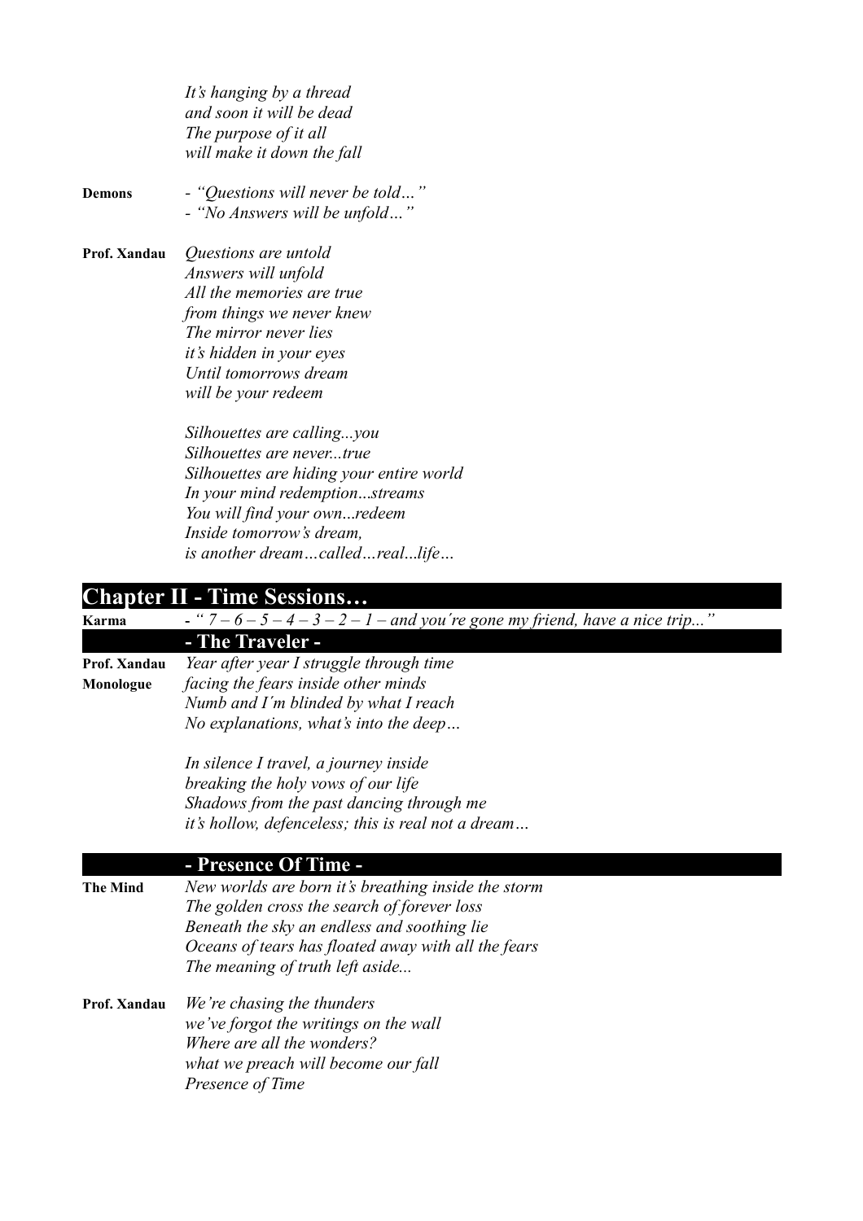*It's hanging by a thread*
*and soon it will be dead*
*The purpose of it all*
*will make it down the fall*

**Demons**
- *"Questions will never be told…"*
- *"No Answers will be unfold…"*

**Prof. Xandau**
*Questions are untold*
*Answers will unfold*
*All the memories are true*
*from things we never knew*
*The mirror never lies*
*it's hidden in your eyes*
*Until tomorrows dream*
*will be your redeem*

*Silhouettes are calling...you*
*Silhouettes are never...true*
*Silhouettes are hiding your entire world*
*In your mind redemption…streams*
*You will find your own…redeem*
*Inside tomorrow's dream,*
*is another dream…called…real...life…*

## Chapter II - Time Sessions…

**Karma**
- *" 7 – 6 – 5 – 4 – 3 – 2 – 1 – and you're gone my friend, have a nice trip..."*

### - The Traveler -

**Prof. Xandau Monologue**
*Year after year I struggle through time*
*facing the fears inside other minds*
*Numb and I'm blinded by what I reach*
*No explanations, what's into the deep…*

*In silence I travel, a journey inside*
*breaking the holy vows of our life*
*Shadows from the past dancing through me*
*it's hollow, defenceless; this is real not a dream…*

### - Presence Of Time -

**The Mind**
*New worlds are born it's breathing inside the storm*
*The golden cross the search of forever loss*
*Beneath the sky an endless and soothing lie*
*Oceans of tears has floated away with all the fears*
*The meaning of truth left aside...*

**Prof. Xandau**
*We're chasing the thunders*
*we've forgot the writings on the wall*
*Where are all the wonders?*
*what we preach will become our fall*
*Presence of Time*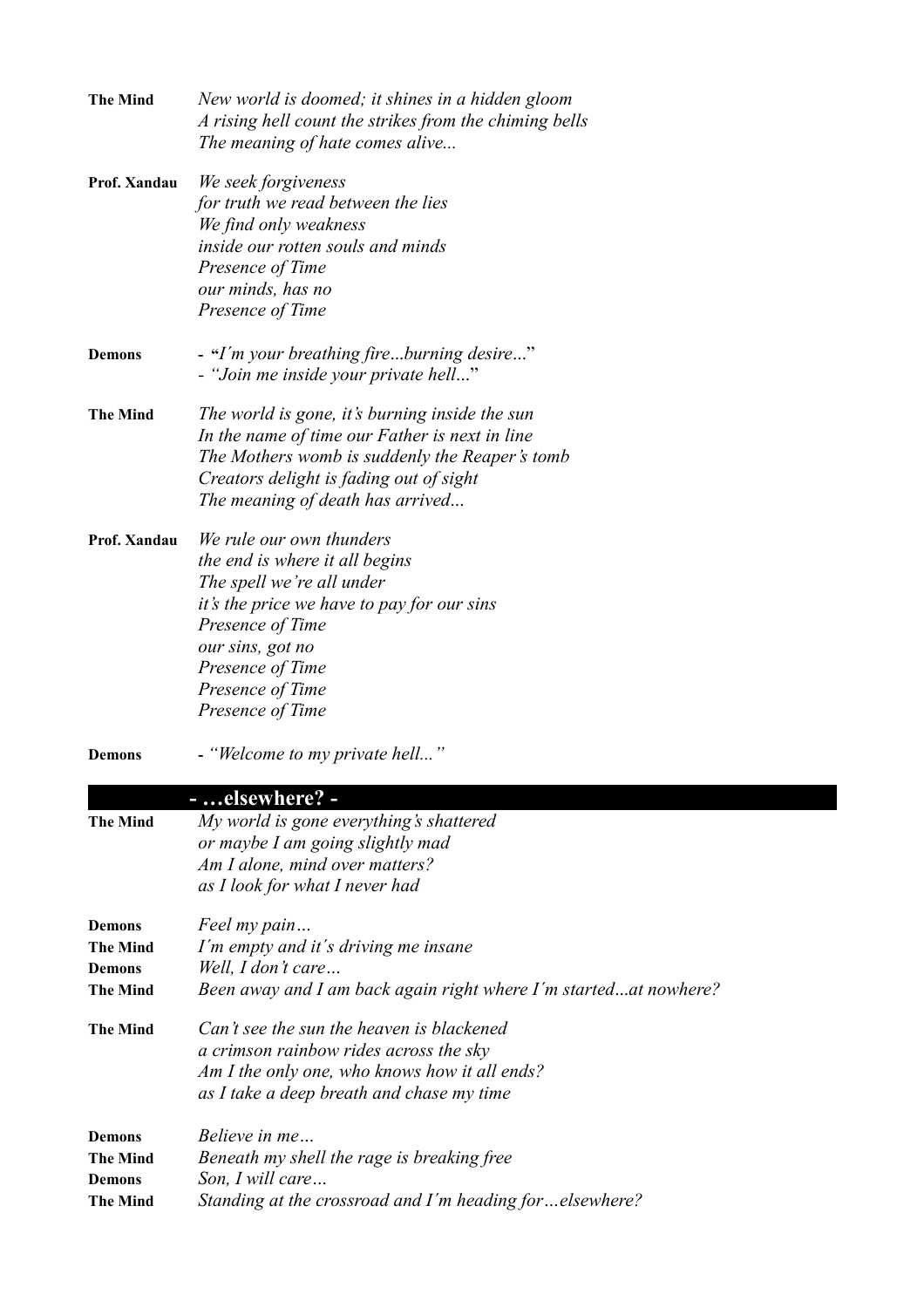**The Mind** *New world is doomed; it shines in a hidden gloom*
*A rising hell count the strikes from the chiming bells*
*The meaning of hate comes alive...*

**Prof. Xandau** *We seek forgiveness*
*for truth we read between the lies*
*We find only weakness*
*inside our rotten souls and minds*
*Presence of Time*
*our minds, has no*
*Presence of Time*

**Demons** - "*I´m your breathing fire...burning desire...*"
- "*Join me inside your private hell...*"

**The Mind** *The world is gone, it's burning inside the sun*
*In the name of time our Father is next in line*
*The Mothers womb is suddenly the Reaper's tomb*
*Creators delight is fading out of sight*
*The meaning of death has arrived...*

**Prof. Xandau** *We rule our own thunders*
*the end is where it all begins*
*The spell we're all under*
*it's the price we have to pay for our sins*
*Presence of Time*
*our sins, got no*
*Presence of Time*
*Presence of Time*
*Presence of Time*

**Demons** - "*Welcome to my private hell...*"

## - …elsewhere? -

**The Mind** *My world is gone everything's shattered*
*or maybe I am going slightly mad*
*Am I alone, mind over matters?*
*as I look for what I never had*

**Demons** *Feel my pain…*
**The Mind** *I´m empty and it´s driving me insane*
**Demons** *Well, I don't care…*
**The Mind** *Been away and I am back again right where I´m started...at nowhere?*

**The Mind** *Can't see the sun the heaven is blackened*
*a crimson rainbow rides across the sky*
*Am I the only one, who knows how it all ends?*
*as I take a deep breath and chase my time*

**Demons** *Believe in me…*
**The Mind** *Beneath my shell the rage is breaking free*
**Demons** *Son, I will care…*
**The Mind** *Standing at the crossroad and I´m heading for…elsewhere?*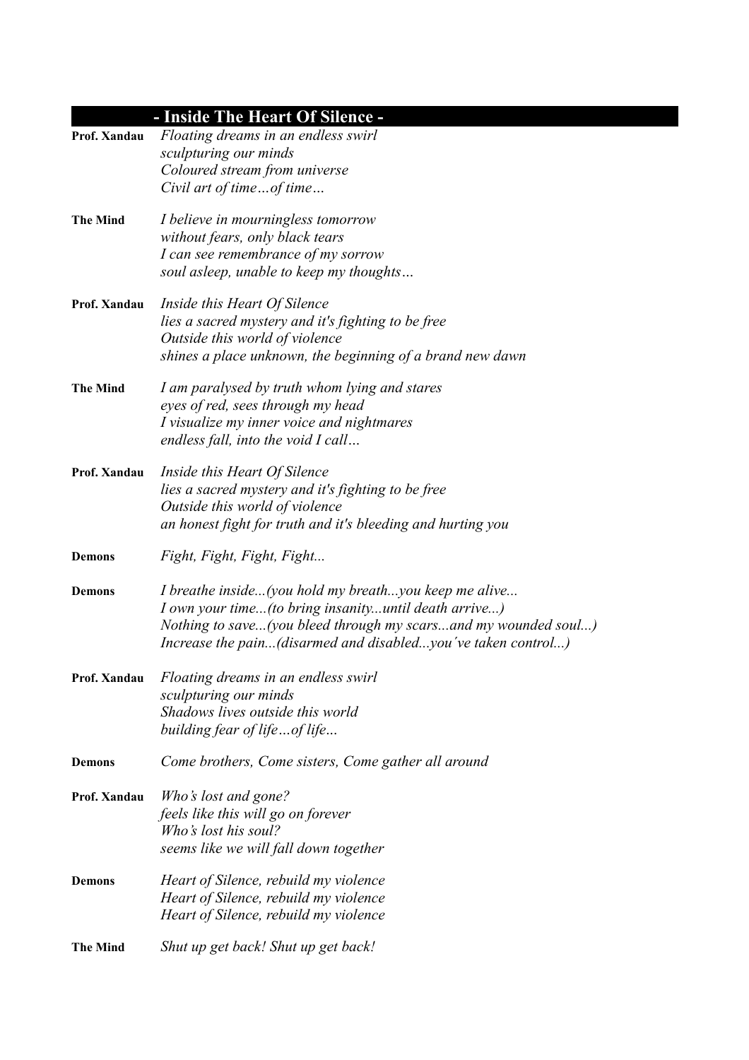## - Inside The Heart Of Silence -

**Prof. Xandau**
*Floating dreams in an endless swirl*
*sculpturing our minds*
*Coloured stream from universe*
*Civil art of time…of time…*

**The Mind**
*I believe in mourningless tomorrow*
*without fears, only black tears*
*I can see remembrance of my sorrow*
*soul asleep, unable to keep my thoughts…*

**Prof. Xandau**
*Inside this Heart Of Silence*
*lies a sacred mystery and it's fighting to be free*
*Outside this world of violence*
*shines a place unknown, the beginning of a brand new dawn*

**The Mind**
*I am paralysed by truth whom lying and stares*
*eyes of red, sees through my head*
*I visualize my inner voice and nightmares*
*endless fall, into the void I call…*

**Prof. Xandau**
*Inside this Heart Of Silence*
*lies a sacred mystery and it's fighting to be free*
*Outside this world of violence*
*an honest fight for truth and it's bleeding and hurting you*

**Demons**
*Fight, Fight, Fight, Fight...*

**Demons**
*I breathe inside...(you hold my breath...you keep me alive...*
*I own your time...(to bring insanity...until death arrive...)*
*Nothing to save...(you bleed through my scars...and my wounded soul...)*
*Increase the pain...(disarmed and disabled...you´ve taken control...)*

**Prof. Xandau**
*Floating dreams in an endless swirl*
*sculpturing our minds*
*Shadows lives outside this world*
*building fear of life…of life…*

**Demons**
*Come brothers, Come sisters, Come gather all around*

**Prof. Xandau**
*Who's lost and gone?*
*feels like this will go on forever*
*Who's lost his soul?*
*seems like we will fall down together*

**Demons**
*Heart of Silence, rebuild my violence*
*Heart of Silence, rebuild my violence*
*Heart of Silence, rebuild my violence*

**The Mind**
*Shut up get back! Shut up get back!*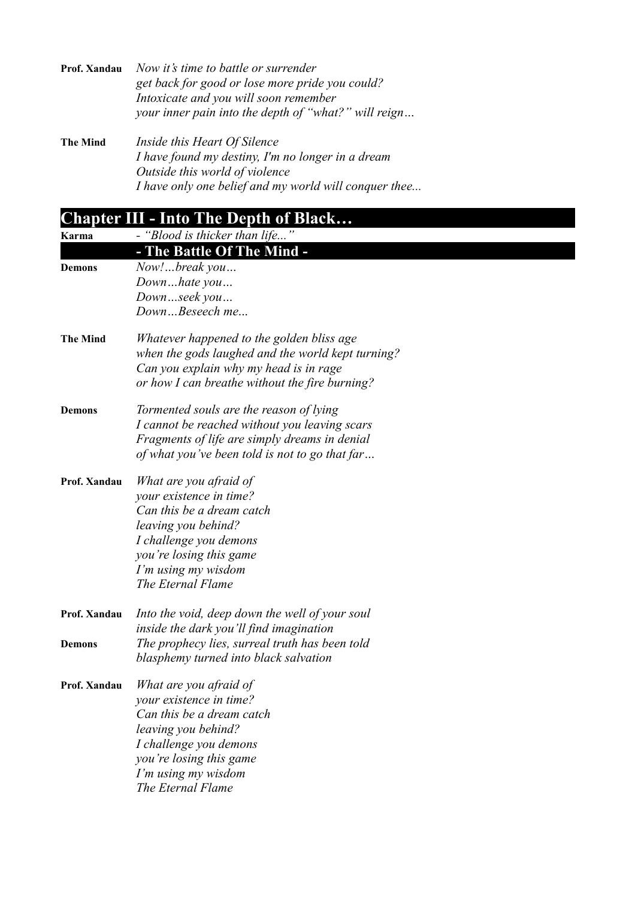**Prof. Xandau**

*Now it's time to battle or surrender*
*get back for good or lose more pride you could?*
*Intoxicate and you will soon remember*
*your inner pain into the depth of "what?" will reign…*

**The Mind**

*Inside this Heart Of Silence*
*I have found my destiny, I'm no longer in a dream*
*Outside this world of violence*
*I have only one belief and my world will conquer thee...*

## Chapter III - Into The Depth of Black…

**Karma**

*- "Blood is thicker than life..."*

### - The Battle Of The Mind -

**Demons**

*Now!…break you…*
*Down…hate you…*
*Down…seek you…*
*Down…Beseech me...*

**The Mind**

*Whatever happened to the golden bliss age*
*when the gods laughed and the world kept turning?*
*Can you explain why my head is in rage*
*or how I can breathe without the fire burning?*

**Demons**

*Tormented souls are the reason of lying*
*I cannot be reached without you leaving scars*
*Fragments of life are simply dreams in denial*
*of what you've been told is not to go that far…*

**Prof. Xandau**

*What are you afraid of*
*your existence in time?*
*Can this be a dream catch*
*leaving you behind?*
*I challenge you demons*
*you're losing this game*
*I'm using my wisdom*
*The Eternal Flame*

**Prof. Xandau**

*Into the void, deep down the well of your soul*
*inside the dark you'll find imagination*

**Demons**

*The prophecy lies, surreal truth has been told*
*blasphemy turned into black salvation*

**Prof. Xandau**

*What are you afraid of*
*your existence in time?*
*Can this be a dream catch*
*leaving you behind?*
*I challenge you demons*
*you're losing this game*
*I'm using my wisdom*
*The Eternal Flame*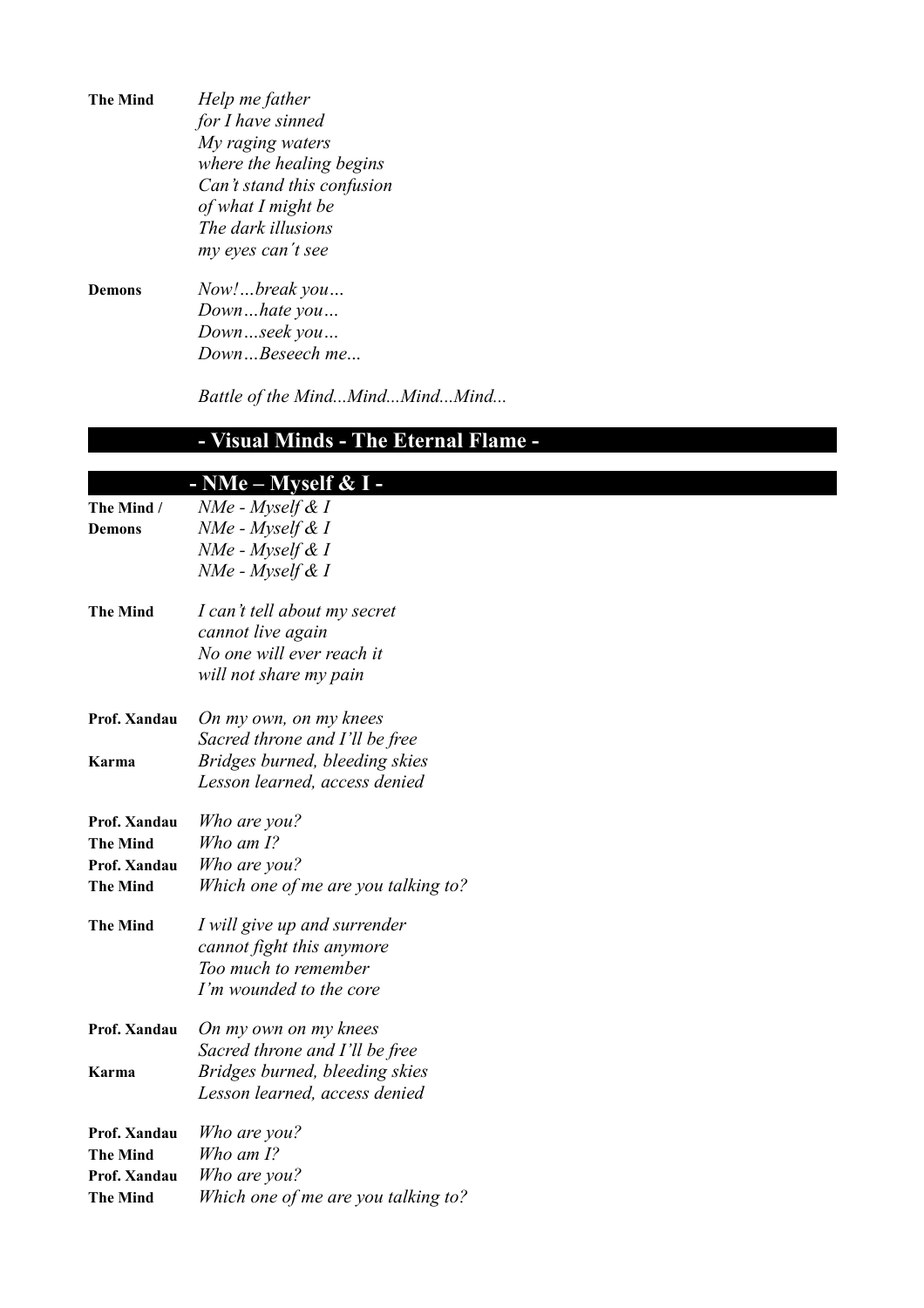**The Mind** *Help me father*
*for I have sinned*
*My raging waters*
*where the healing begins*
*Can't stand this confusion*
*of what I might be*
*The dark illusions*
*my eyes can't see*

**Demons** *Now!…break you…*
*Down…hate you…*
*Down…seek you…*
*Down…Beseech me...*

*Battle of the Mind...Mind...Mind...Mind...*

## - Visual Minds - The Eternal Flame -

## - NMe – Myself & I -

**The Mind / Demons** *NMe - Myself & I*
*NMe - Myself & I*
*NMe - Myself & I*
*NMe - Myself & I*

**The Mind** *I can't tell about my secret*
*cannot live again*
*No one will ever reach it*
*will not share my pain*

**Prof. Xandau** *On my own, on my knees*
*Sacred throne and I'll be free*
**Karma** *Bridges burned, bleeding skies*
*Lesson learned, access denied*

**Prof. Xandau** *Who are you?*
**The Mind** *Who am I?*
**Prof. Xandau** *Who are you?*
**The Mind** *Which one of me are you talking to?*

**The Mind** *I will give up and surrender*
*cannot fight this anymore*
*Too much to remember*
*I'm wounded to the core*

**Prof. Xandau** *On my own on my knees*
*Sacred throne and I'll be free*
**Karma** *Bridges burned, bleeding skies*
*Lesson learned, access denied*

**Prof. Xandau** *Who are you?*
**The Mind** *Who am I?*
**Prof. Xandau** *Who are you?*
**The Mind** *Which one of me are you talking to?*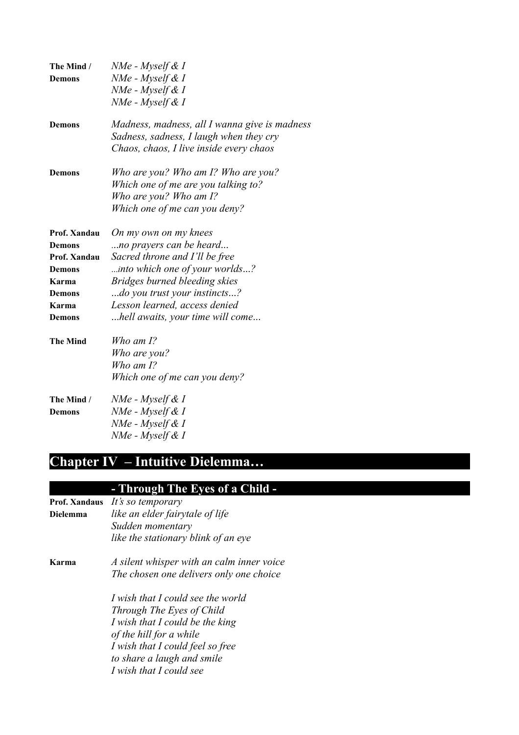**The Mind / Demons**
*NMe - Myself & I*
*NMe - Myself & I*
*NMe - Myself & I*
*NMe - Myself & I*

**Demons**
*Madness, madness, all I wanna give is madness*
*Sadness, sadness, I laugh when they cry*
*Chaos, chaos, I live inside every chaos*

**Demons**
*Who are you? Who am I? Who are you?*
*Which one of me are you talking to?*
*Who are you? Who am I?*
*Which one of me can you deny?*

**Prof. Xandau** *On my own on my knees*
**Demons** *...no prayers can be heard...*
**Prof. Xandau** *Sacred throne and I'll be free*
**Demons** *...into which one of your worlds...?*
**Karma** *Bridges burned bleeding skies*
**Demons** *...do you trust your instincts...?*
**Karma** *Lesson learned, access denied*
**Demons** *...hell awaits, your time will come...*

**The Mind**
*Who am I?*
*Who are you?*
*Who am I?*
*Which one of me can you deny?*

**The Mind / Demons**
*NMe - Myself & I*
*NMe - Myself & I*
*NMe - Myself & I*
*NMe - Myself & I*

# Chapter IV – Intuitive Dielemma…

## - Through The Eyes of a Child -

**Prof. Xandaus Dielemma**
*It's so temporary*
*like an elder fairytale of life*
*Sudden momentary*
*like the stationary blink of an eye*

**Karma**
*A silent whisper with an calm inner voice*
*The chosen one delivers only one choice*

*I wish that I could see the world*
*Through The Eyes of Child*
*I wish that I could be the king*
*of the hill for a while*
*I wish that I could feel so free*
*to share a laugh and smile*
*I wish that I could see*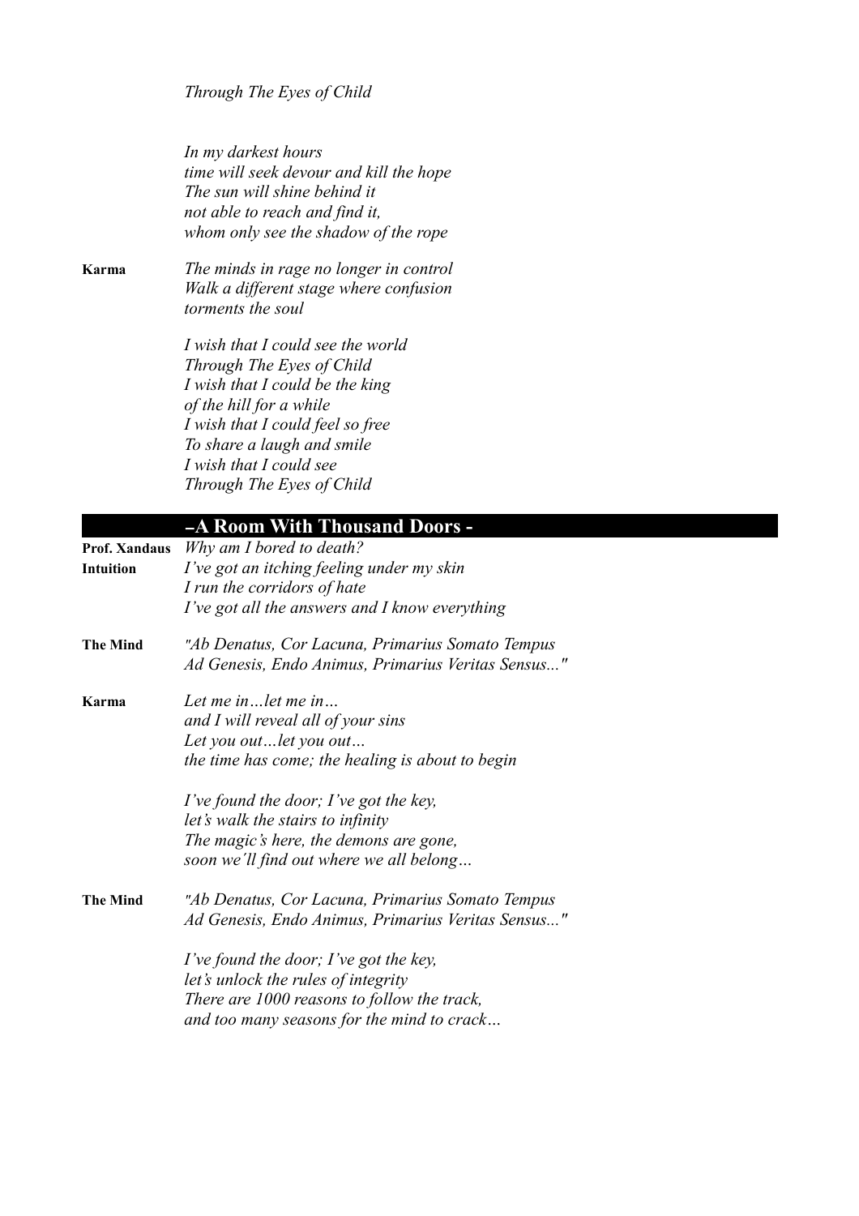*Through The Eyes of Child*

*In my darkest hours*
*time will seek devour and kill the hope*
*The sun will shine behind it*
*not able to reach and find it,*
*whom only see the shadow of the rope*

**Karma** *The minds in rage no longer in control*
*Walk a different stage where confusion*
*torments the soul*

*I wish that I could see the world*
*Through The Eyes of Child*
*I wish that I could be the king*
*of the hill for a while*
*I wish that I could feel so free*
*To share a laugh and smile*
*I wish that I could see*
*Through The Eyes of Child*

## –A Room With Thousand Doors -

**Prof. Xandaus** *Why am I bored to death?*
**Intuition** *I've got an itching feeling under my skin*
*I run the corridors of hate*
*I've got all the answers and I know everything*

**The Mind** *"Ab Denatus, Cor Lacuna, Primarius Somato Tempus*
*Ad Genesis, Endo Animus, Primarius Veritas Sensus..."*

**Karma** *Let me in…let me in…*
*and I will reveal all of your sins*
*Let you out…let you out…*
*the time has come; the healing is about to begin*

*I've found the door; I've got the key,*
*let's walk the stairs to infinity*
*The magic's here, the demons are gone,*
*soon we´ll find out where we all belong…*

**The Mind** *"Ab Denatus, Cor Lacuna, Primarius Somato Tempus*
*Ad Genesis, Endo Animus, Primarius Veritas Sensus..."*

*I've found the door; I've got the key,*
*let's unlock the rules of integrity*
*There are 1000 reasons to follow the track,*
*and too many seasons for the mind to crack…*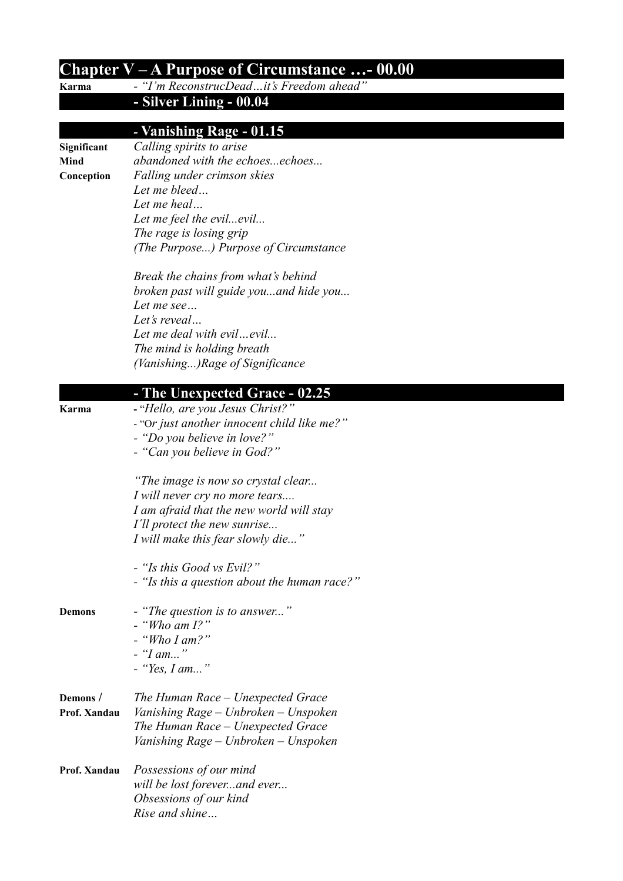## Chapter V – A Purpose of Circumstance …- 00.00

**Karma** - *"I'm ReconstrucDead…it's Freedom ahead"*

### - Silver Lining - 00.04

### - Vanishing Rage - 01.15

**Significant Mind Conception**

*Calling spirits to arise*
*abandoned with the echoes...echoes...*
*Falling under crimson skies*
*Let me bleed…*
*Let me heal…*
*Let me feel the evil...evil...*
*The rage is losing grip*
*(The Purpose...) Purpose of Circumstance*

*Break the chains from what's behind*
*broken past will guide you...and hide you...*
*Let me see…*
*Let's reveal…*
*Let me deal with evil…evil...*
*The mind is holding breath*
*(Vanishing...)Rage of Significance*

### - The Unexpected Grace - 02.25

**Karma**

- *"Hello, are you Jesus Christ?"*
- *"Or just another innocent child like me?"*
- *"Do you believe in love?"*
- *"Can you believe in God?"*

*"The image is now so crystal clear...*
*I will never cry no more tears....*
*I am afraid that the new world will stay*
*I'll protect the new sunrise...*
*I will make this fear slowly die..."*

- *"Is this Good vs Evil?"*
- *"Is this a question about the human race?"*

**Demons**

- *"The question is to answer..."*
- *"Who am I?"*
- *"Who I am?"*
- *"I am..."*
- *"Yes, I am..."*

**Demons / Prof. Xandau**

*The Human Race – Unexpected Grace*
*Vanishing Rage – Unbroken – Unspoken*
*The Human Race – Unexpected Grace*
*Vanishing Rage – Unbroken – Unspoken*

**Prof. Xandau**

*Possessions of our mind*
*will be lost forever...and ever...*
*Obsessions of our kind*
*Rise and shine…*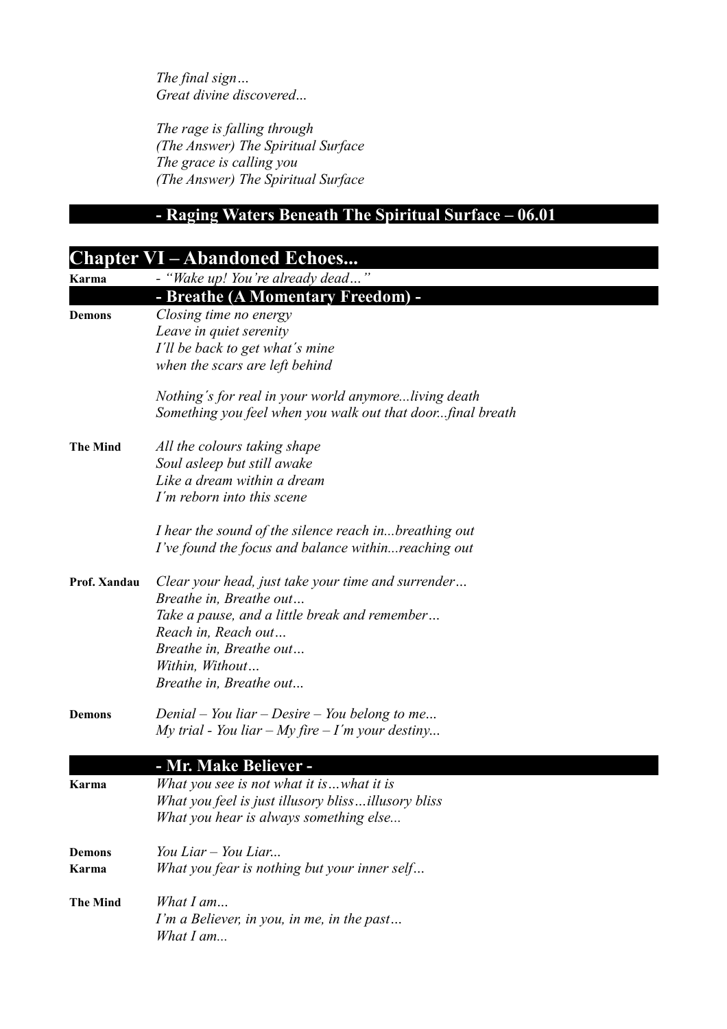*The final sign…*
*Great divine discovered...*

*The rage is falling through*
*(The Answer) The Spiritual Surface*
*The grace is calling you*
*(The Answer) The Spiritual Surface*

### - Raging Waters Beneath The Spiritual Surface – 06.01

## Chapter VI – Abandoned Echoes...

**Karma** *- "Wake up! You're already dead…"*

### - Breathe (A Momentary Freedom) -

**Demons**
*Closing time no energy*
*Leave in quiet serenity*
*I´ll be back to get what´s mine*
*when the scars are left behind*

*Nothing´s for real in your world anymore...living death*
*Something you feel when you walk out that door...final breath*

**The Mind**
*All the colours taking shape*
*Soul asleep but still awake*
*Like a dream within a dream*
*I´m reborn into this scene*

*I hear the sound of the silence reach in...breathing out*
*I've found the focus and balance within...reaching out*

**Prof. Xandau**
*Clear your head, just take your time and surrender…*
*Breathe in, Breathe out…*
*Take a pause, and a little break and remember…*
*Reach in, Reach out…*
*Breathe in, Breathe out…*
*Within, Without…*
*Breathe in, Breathe out...*

**Demons**
*Denial – You liar – Desire – You belong to me...*
*My trial - You liar – My fire – I´m your destiny...*

### - Mr. Make Believer -

**Karma**
*What you see is not what it is…what it is*
*What you feel is just illusory bliss…illusory bliss*
*What you hear is always something else...*

**Demons** *You Liar – You Liar...*
**Karma** *What you fear is nothing but your inner self…*

**The Mind**
*What I am...*
*I'm a Believer, in you, in me, in the past…*
*What I am...*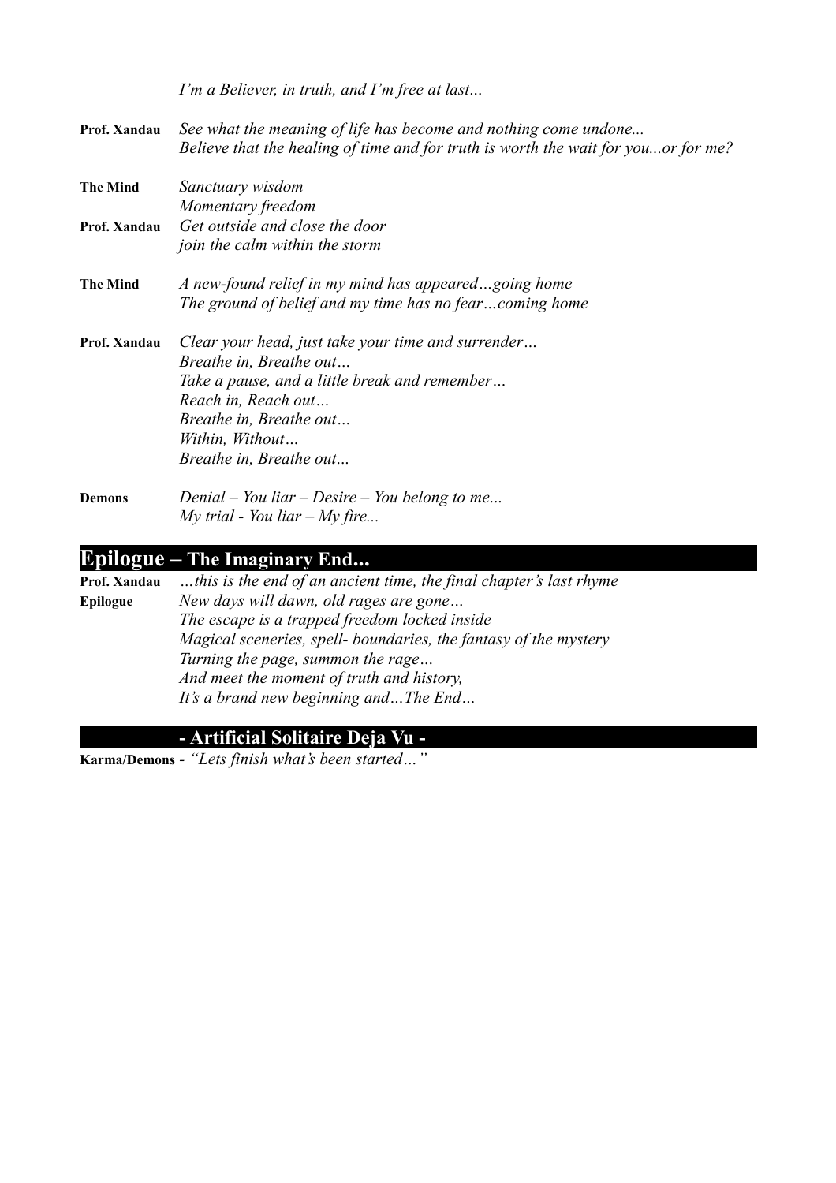*I'm a Believer, in truth, and I'm free at last...*

**Prof. Xandau** *See what the meaning of life has become and nothing come undone...*
*Believe that the healing of time and for truth is worth the wait for you...or for me?*

**The Mind** *Sanctuary wisdom*
*Momentary freedom*

**Prof. Xandau** *Get outside and close the door*
*join the calm within the storm*

**The Mind** *A new-found relief in my mind has appeared…going home*
*The ground of belief and my time has no fear…coming home*

**Prof. Xandau** *Clear your head, just take your time and surrender…*
*Breathe in, Breathe out…*
*Take a pause, and a little break and remember…*
*Reach in, Reach out…*
*Breathe in, Breathe out…*
*Within, Without…*
*Breathe in, Breathe out…*

**Demons** *Denial – You liar – Desire – You belong to me...*
*My trial - You liar – My fire...*

## Epilogue – The Imaginary End...

**Prof. Xandau** *…this is the end of an ancient time, the final chapter's last rhyme*

**Epilogue** *New days will dawn, old rages are gone…*
*The escape is a trapped freedom locked inside*
*Magical sceneries, spell- boundaries, the fantasy of the mystery*
*Turning the page, summon the rage…*
*And meet the moment of truth and history,*
*It's a brand new beginning and…The End…*

## - Artificial Solitaire Deja Vu -

**Karma/Demons** - *"Lets finish what's been started…"*